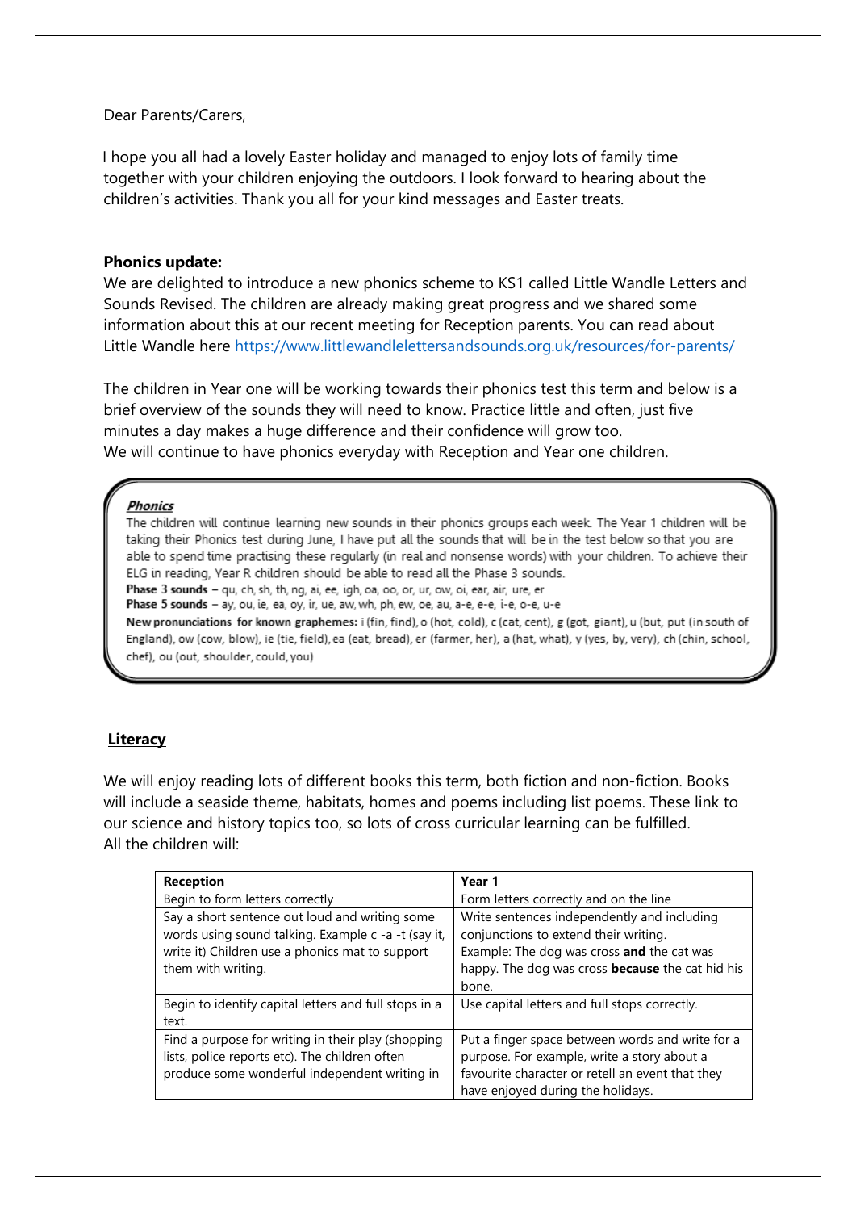Dear Parents/Carers,

I hope you all had a lovely Easter holiday and managed to enjoy lots of family time together with your children enjoying the outdoors. I look forward to hearing about the children's activities. Thank you all for your kind messages and Easter treats.

**Phonics update:**

We are delighted to introduce a new phonics scheme to KS1 called Little Wandle Letters and Sounds Revised. The children are already making great progress and we shared some information about this at our recent meeting for Reception parents. You can read about Little Wandle here https://www.littlewandlelettersandsounds.org.uk/resources/for-parents/

The children in Year one will be working towards their phonics test this term and below is a brief overview of the sounds they will need to know. Practice little and often, just five minutes a day makes a huge difference and their confidence will grow too.
We will continue to have phonics everyday with Reception and Year one children.

***Phonics***

The children will continue learning new sounds in their phonics groups each week. The Year 1 children will be taking their Phonics test during June, I have put all the sounds that will be in the test below so that you are able to spend time practising these regularly (in real and nonsense words) with your children. To achieve their ELG in reading, Year R children should be able to read all the Phase 3 sounds.

**Phase 3 sounds** – qu, ch, sh, th, ng, ai, ee, igh, oa, oo, or, ur, ow, oi, ear, air, ure, er

**Phase 5 sounds** – ay, ou, ie, ea, oy, ir, ue, aw, wh, ph, ew, oe, au, a-e, e-e, i-e, o-e, u-e

**New pronunciations for known graphemes:** i (fin, find), o (hot, cold), c (cat, cent), g (got, giant), u (but, put (in south of England), ow (cow, blow), ie (tie, field), ea (eat, bread), er (farmer, her), a (hat, what), y (yes, by, very), ch (chin, school, chef), ou (out, shoulder, could, you)

## Literacy

We will enjoy reading lots of different books this term, both fiction and non-fiction. Books will include a seaside theme, habitats, homes and poems including list poems. These link to our science and history topics too, so lots of cross curricular learning can be fulfilled.
All the children will:

| Reception | Year 1 |
|---|---|
| Begin to form letters correctly | Form letters correctly and on the line |
| Say a short sentence out loud and writing some words using sound talking. Example c -a -t (say it, write it) Children use a phonics mat to support them with writing. | Write sentences independently and including conjunctions to extend their writing. Example: The dog was cross **and** the cat was happy. The dog was cross **because** the cat hid his bone. |
| Begin to identify capital letters and full stops in a text. | Use capital letters and full stops correctly. |
| Find a purpose for writing in their play (shopping lists, police reports etc). The children often produce some wonderful independent writing in | Put a finger space between words and write for a purpose. For example, write a story about a favourite character or retell an event that they have enjoyed during the holidays. |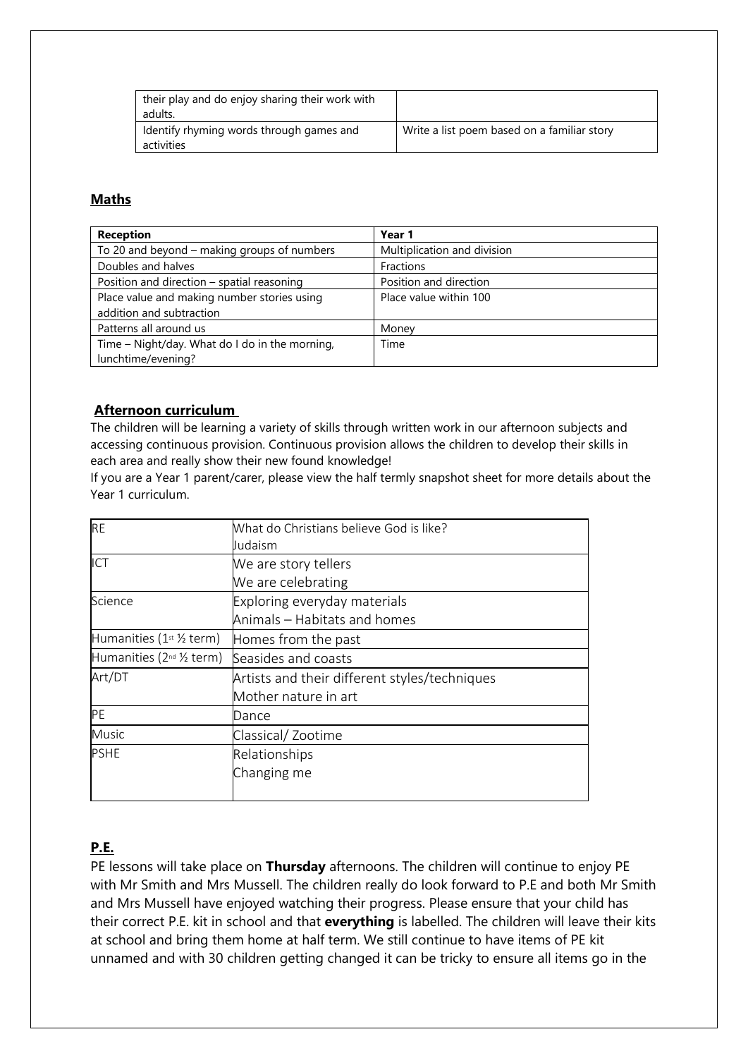| their play and do enjoy sharing their work with adults. | |
|---|---|
| Identify rhyming words through games and activities | Write a list poem based on a familiar story |

## Maths

| Reception | Year 1 |
|---|---|
| To 20 and beyond – making groups of numbers | Multiplication and division |
| Doubles and halves | Fractions |
| Position and direction – spatial reasoning | Position and direction |
| Place value and making number stories using addition and subtraction | Place value within 100 |
| Patterns all around us | Money |
| Time – Night/day. What do I do in the morning, lunchtime/evening? | Time |

## Afternoon curriculum

The children will be learning a variety of skills through written work in our afternoon subjects and accessing continuous provision. Continuous provision allows the children to develop their skills in each area and really show their new found knowledge!

If you are a Year 1 parent/carer, please view the half termly snapshot sheet for more details about the Year 1 curriculum.

| | |
|---|---|
| RE | What do Christians believe God is like?<br>Judaism |
| ICT | We are story tellers<br>We are celebrating |
| Science | Exploring everyday materials<br>Animals – Habitats and homes |
| Humanities (1st ½ term) | Homes from the past |
| Humanities (2nd ½ term) | Seasides and coasts |
| Art/DT | Artists and their different styles/techniques<br>Mother nature in art |
| PE | Dance |
| Music | Classical/ Zootime |
| PSHE | Relationships<br>Changing me |

## P.E.

PE lessons will take place on **Thursday** afternoons. The children will continue to enjoy PE with Mr Smith and Mrs Mussell. The children really do look forward to P.E and both Mr Smith and Mrs Mussell have enjoyed watching their progress. Please ensure that your child has their correct P.E. kit in school and that **everything** is labelled. The children will leave their kits at school and bring them home at half term. We still continue to have items of PE kit unnamed and with 30 children getting changed it can be tricky to ensure all items go in the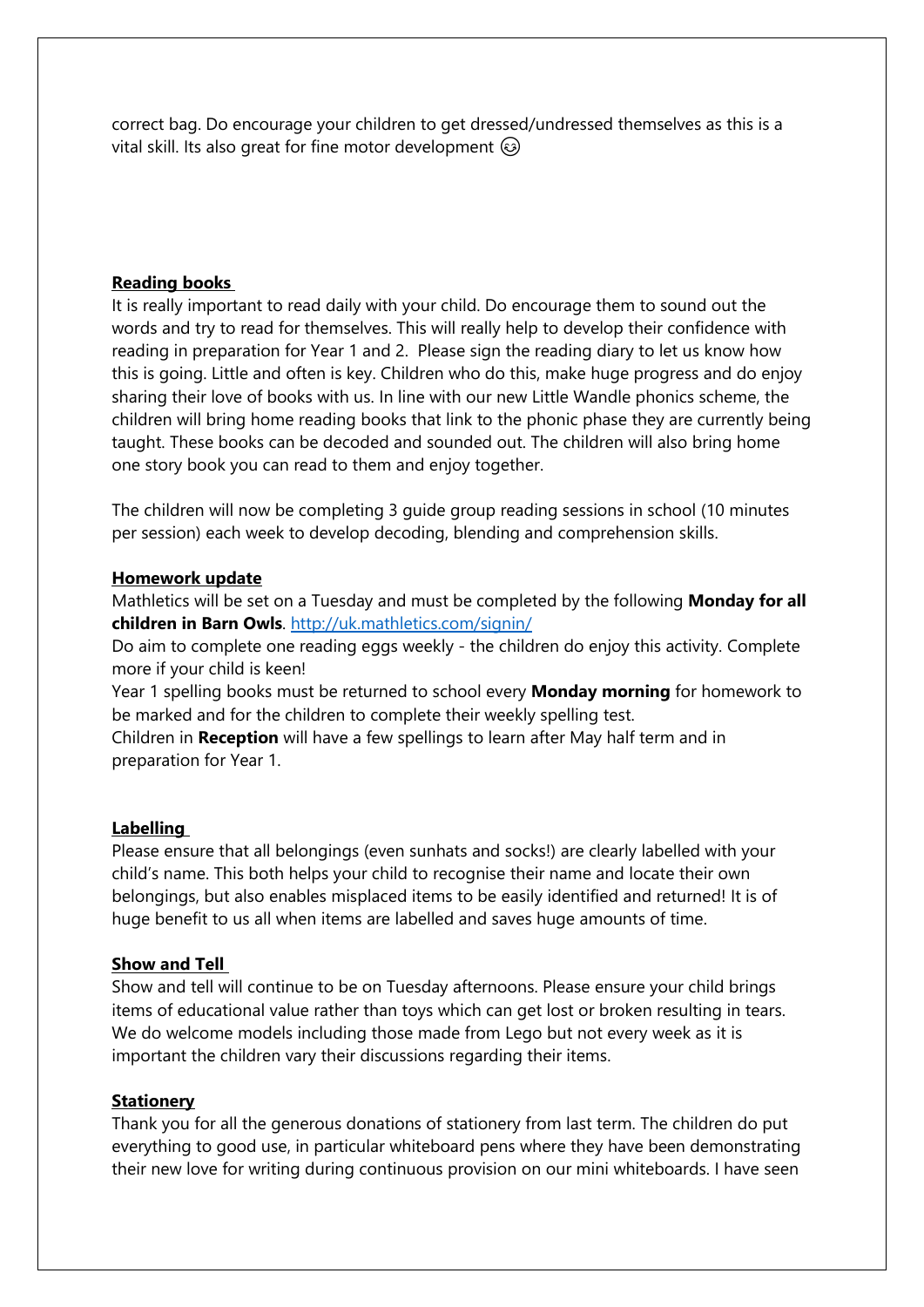correct bag. Do encourage your children to get dressed/undressed themselves as this is a vital skill. Its also great for fine motor development 😊

**Reading books**

It is really important to read daily with your child. Do encourage them to sound out the words and try to read for themselves. This will really help to develop their confidence with reading in preparation for Year 1 and 2. Please sign the reading diary to let us know how this is going. Little and often is key. Children who do this, make huge progress and do enjoy sharing their love of books with us. In line with our new Little Wandle phonics scheme, the children will bring home reading books that link to the phonic phase they are currently being taught. These books can be decoded and sounded out. The children will also bring home one story book you can read to them and enjoy together.

The children will now be completing 3 guide group reading sessions in school (10 minutes per session) each week to develop decoding, blending and comprehension skills.

**Homework update**

Mathletics will be set on a Tuesday and must be completed by the following **Monday for all children in Barn Owls**. [http://uk.mathletics.com/signin/](http://uk.mathletics.com/signin/)

Do aim to complete one reading eggs weekly - the children do enjoy this activity. Complete more if your child is keen!

Year 1 spelling books must be returned to school every **Monday morning** for homework to be marked and for the children to complete their weekly spelling test.

Children in **Reception** will have a few spellings to learn after May half term and in preparation for Year 1.

**Labelling**

Please ensure that all belongings (even sunhats and socks!) are clearly labelled with your child's name. This both helps your child to recognise their name and locate their own belongings, but also enables misplaced items to be easily identified and returned! It is of huge benefit to us all when items are labelled and saves huge amounts of time.

**Show and Tell**

Show and tell will continue to be on Tuesday afternoons. Please ensure your child brings items of educational value rather than toys which can get lost or broken resulting in tears. We do welcome models including those made from Lego but not every week as it is important the children vary their discussions regarding their items.

**Stationery**

Thank you for all the generous donations of stationery from last term. The children do put everything to good use, in particular whiteboard pens where they have been demonstrating their new love for writing during continuous provision on our mini whiteboards. I have seen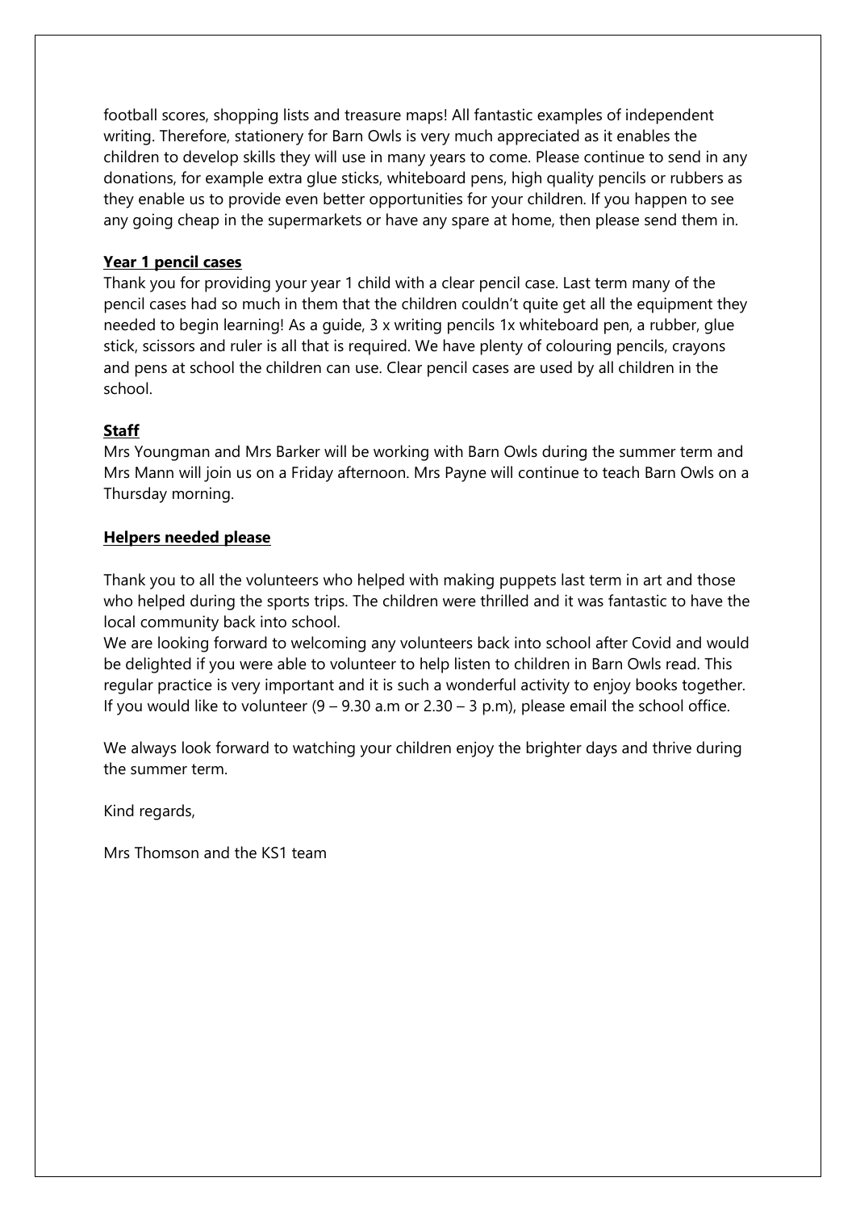football scores, shopping lists and treasure maps! All fantastic examples of independent writing. Therefore, stationery for Barn Owls is very much appreciated as it enables the children to develop skills they will use in many years to come. Please continue to send in any donations, for example extra glue sticks, whiteboard pens, high quality pencils or rubbers as they enable us to provide even better opportunities for your children. If you happen to see any going cheap in the supermarkets or have any spare at home, then please send them in.

**Year 1 pencil cases**

Thank you for providing your year 1 child with a clear pencil case. Last term many of the pencil cases had so much in them that the children couldn't quite get all the equipment they needed to begin learning! As a guide, 3 x writing pencils 1x whiteboard pen, a rubber, glue stick, scissors and ruler is all that is required. We have plenty of colouring pencils, crayons and pens at school the children can use. Clear pencil cases are used by all children in the school.

**Staff**

Mrs Youngman and Mrs Barker will be working with Barn Owls during the summer term and Mrs Mann will join us on a Friday afternoon. Mrs Payne will continue to teach Barn Owls on a Thursday morning.

**Helpers needed please**

Thank you to all the volunteers who helped with making puppets last term in art and those who helped during the sports trips. The children were thrilled and it was fantastic to have the local community back into school.

We are looking forward to welcoming any volunteers back into school after Covid and would be delighted if you were able to volunteer to help listen to children in Barn Owls read. This regular practice is very important and it is such a wonderful activity to enjoy books together. If you would like to volunteer (9 – 9.30 a.m or 2.30 – 3 p.m), please email the school office.

We always look forward to watching your children enjoy the brighter days and thrive during the summer term.

Kind regards,

Mrs Thomson and the KS1 team